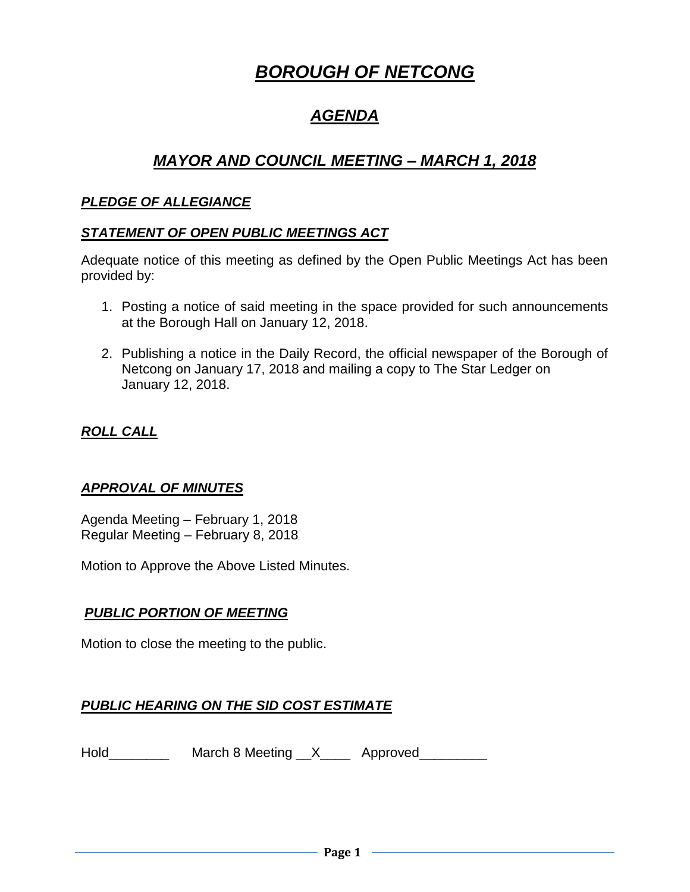# ***BOROUGH OF NETCONG***

## ***AGENDA***

## ***MAYOR AND COUNCIL MEETING – MARCH 1, 2018***

### ***PLEDGE OF ALLEGIANCE***

### ***STATEMENT OF OPEN PUBLIC MEETINGS ACT***

Adequate notice of this meeting as defined by the Open Public Meetings Act has been provided by:

1. Posting a notice of said meeting in the space provided for such announcements at the Borough Hall on January 12, 2018.

2. Publishing a notice in the Daily Record, the official newspaper of the Borough of Netcong on January 17, 2018 and mailing a copy to The Star Ledger on January 12, 2018.

### ***ROLL CALL***

### ***APPROVAL OF MINUTES***

Agenda Meeting – February 1, 2018
Regular Meeting – February 8, 2018

Motion to Approve the Above Listed Minutes.

### ***PUBLIC PORTION OF MEETING***

Motion to close the meeting to the public.

### ***PUBLIC HEARING ON THE SID COST ESTIMATE***

Hold________ March 8 Meeting __X____ Approved_________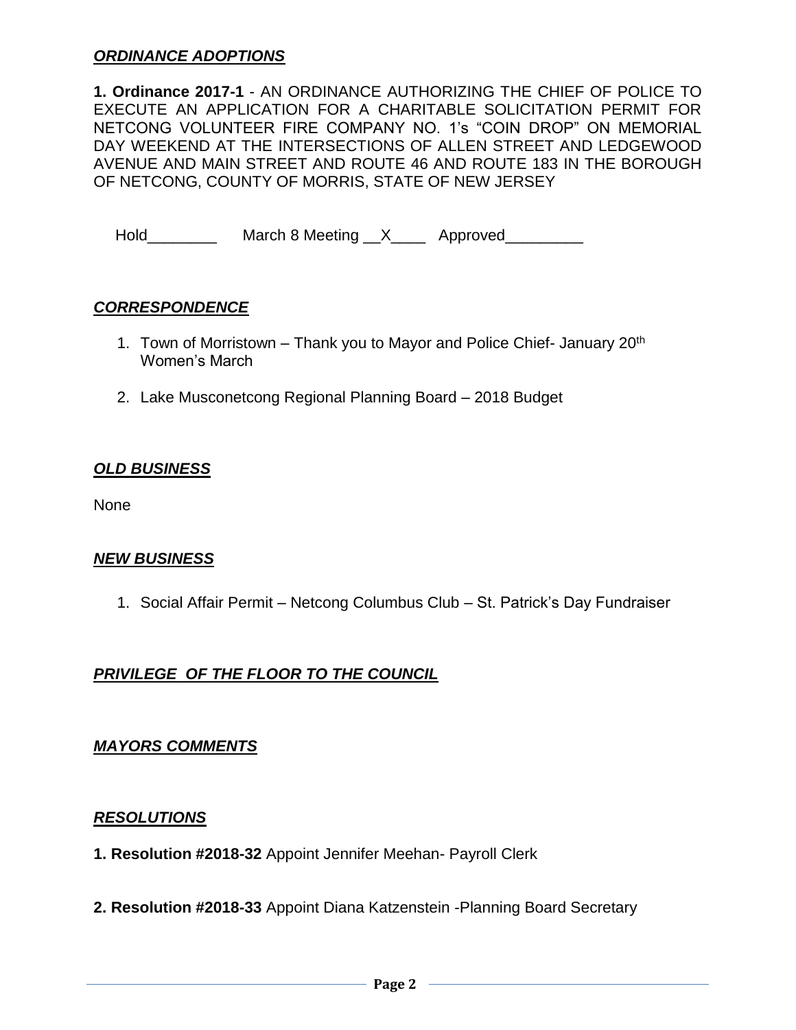## ***ORDINANCE ADOPTIONS***

**1. Ordinance 2017-1** - AN ORDINANCE AUTHORIZING THE CHIEF OF POLICE TO EXECUTE AN APPLICATION FOR A CHARITABLE SOLICITATION PERMIT FOR NETCONG VOLUNTEER FIRE COMPANY NO. 1's "COIN DROP" ON MEMORIAL DAY WEEKEND AT THE INTERSECTIONS OF ALLEN STREET AND LEDGEWOOD AVENUE AND MAIN STREET AND ROUTE 46 AND ROUTE 183 IN THE BOROUGH OF NETCONG, COUNTY OF MORRIS, STATE OF NEW JERSEY

Hold________ March 8 Meeting __X____ Approved_________

## ***CORRESPONDENCE***

1. Town of Morristown – Thank you to Mayor and Police Chief- January 20th Women's March
2. Lake Musconetcong Regional Planning Board – 2018 Budget

## ***OLD BUSINESS***

None

## ***NEW BUSINESS***

1. Social Affair Permit – Netcong Columbus Club – St. Patrick's Day Fundraiser

## ***PRIVILEGE OF THE FLOOR TO THE COUNCIL***

## ***MAYORS COMMENTS***

## ***RESOLUTIONS***

**1. Resolution #2018-32** Appoint Jennifer Meehan- Payroll Clerk

**2. Resolution #2018-33** Appoint Diana Katzenstein -Planning Board Secretary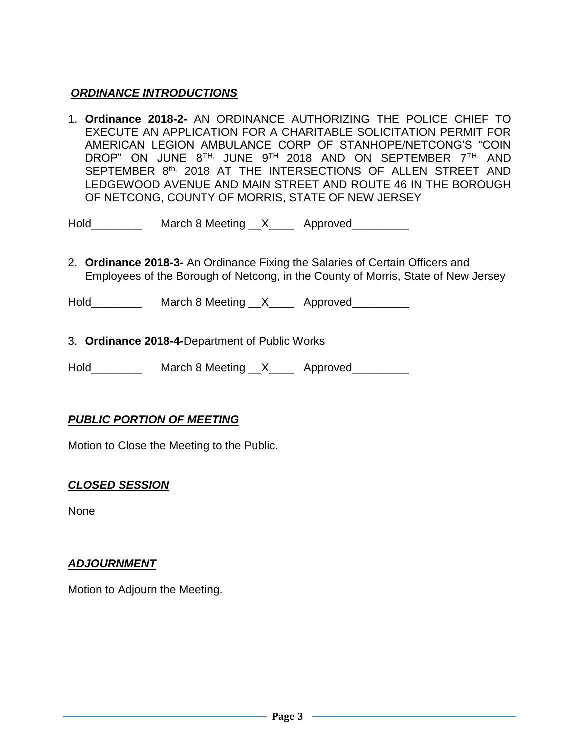***ORDINANCE INTRODUCTIONS***

1. **Ordinance 2018-2-** AN ORDINANCE AUTHORIZING THE POLICE CHIEF TO EXECUTE AN APPLICATION FOR A CHARITABLE SOLICITATION PERMIT FOR AMERICAN LEGION AMBULANCE CORP OF STANHOPE/NETCONG'S "COIN DROP" ON JUNE 8TH, JUNE 9TH 2018 AND ON SEPTEMBER 7TH, AND SEPTEMBER 8th, 2018 AT THE INTERSECTIONS OF ALLEN STREET AND LEDGEWOOD AVENUE AND MAIN STREET AND ROUTE 46 IN THE BOROUGH OF NETCONG, COUNTY OF MORRIS, STATE OF NEW JERSEY

Hold________ March 8 Meeting __X____ Approved_________

2. **Ordinance 2018-3-** An Ordinance Fixing the Salaries of Certain Officers and Employees of the Borough of Netcong, in the County of Morris, State of New Jersey

Hold________ March 8 Meeting __X____ Approved_________

3. **Ordinance 2018-4-**Department of Public Works

Hold________ March 8 Meeting __X____ Approved_________

***PUBLIC PORTION OF MEETING***

Motion to Close the Meeting to the Public.

***CLOSED SESSION***

None

***ADJOURNMENT***

Motion to Adjourn the Meeting.